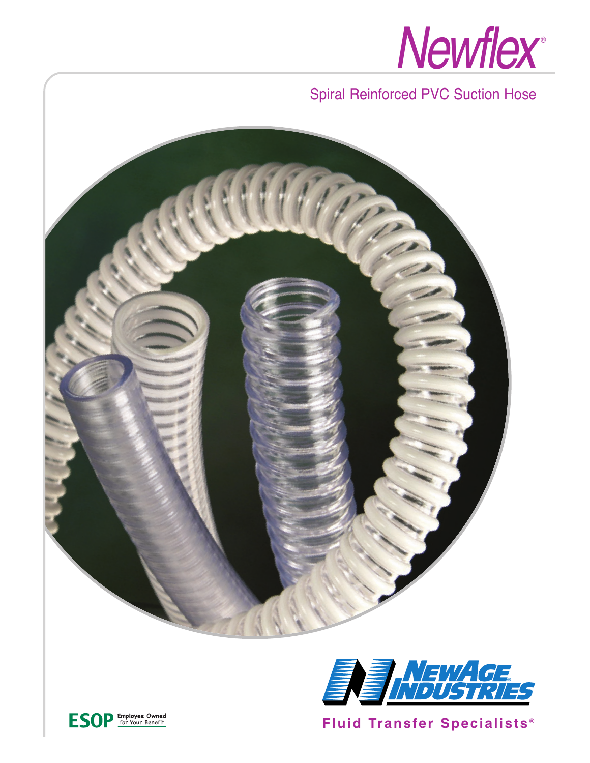# Newflex®

## Spiral Reinforced PVC Suction Hose

NEWAGE® INDUSTRIES

**Fluid Transfer Specialists®**

ESOP Employee Owned for Your Benefit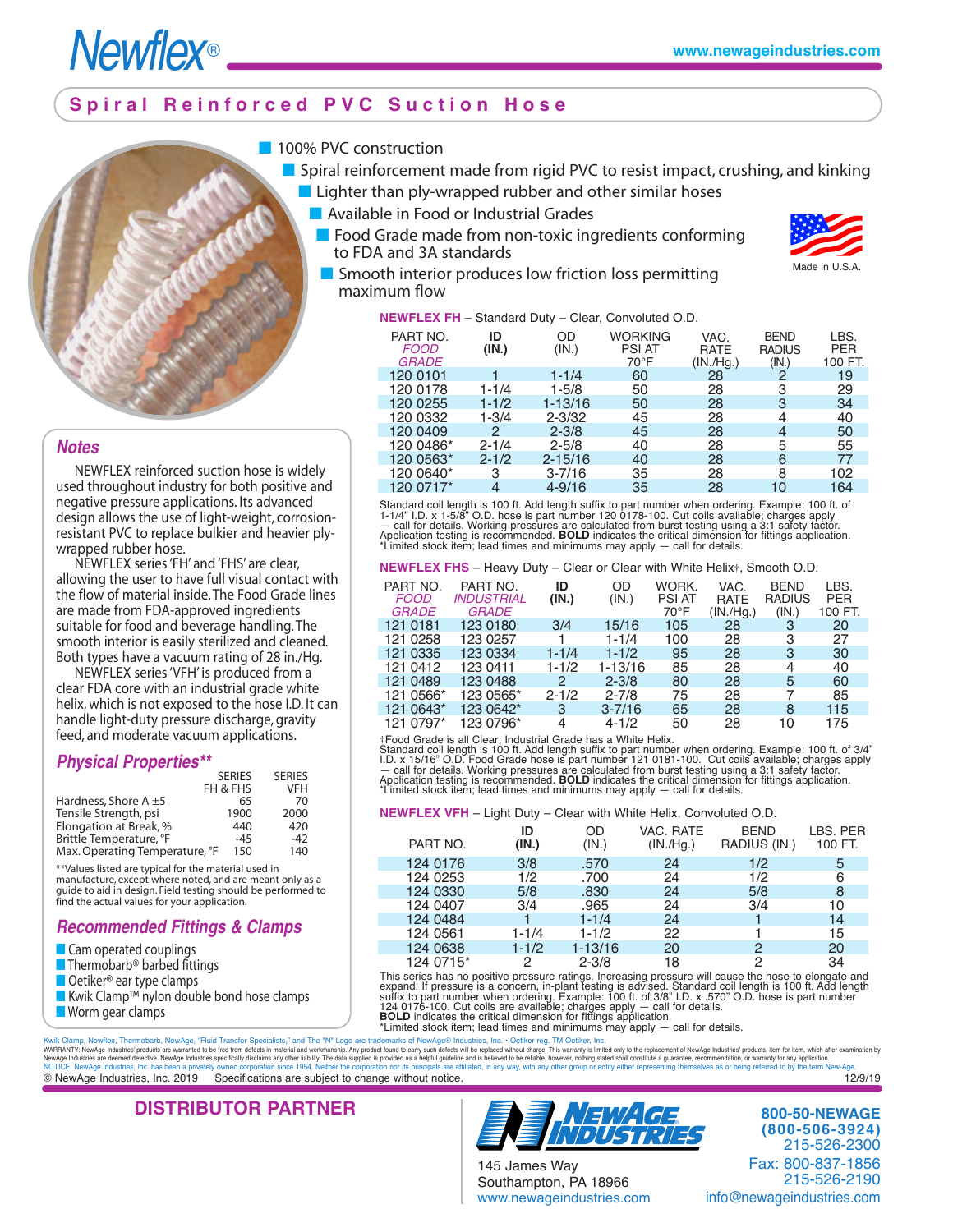# Newflex®

www.newageindustries.com

## Spiral Reinforced PVC Suction Hose

- 100% PVC construction
- Spiral reinforcement made from rigid PVC to resist impact, crushing, and kinking
- Lighter than ply-wrapped rubber and other similar hoses
- Available in Food or Industrial Grades
- Food Grade made from non-toxic ingredients conforming to FDA and 3A standards
- Smooth interior produces low friction loss permitting maximum flow

Made in U.S.A.

### NEWFLEX FH – Standard Duty – Clear, Convoluted O.D.

| PART NO. *FOOD GRADE* | ID (IN.) | OD (IN.) | WORKING PSI AT 70°F | VAC. RATE (IN./Hg.) | BEND RADIUS (IN.) | LBS. PER 100 FT. |
|---|---|---|---|---|---|---|
| 120 0101 | 1 | 1-1/4 | 60 | 28 | 2 | 19 |
| 120 0178 | 1-1/4 | 1-5/8 | 50 | 28 | 3 | 29 |
| 120 0255 | 1-1/2 | 1-13/16 | 50 | 28 | 3 | 34 |
| 120 0332 | 1-3/4 | 2-3/32 | 45 | 28 | 4 | 40 |
| 120 0409 | 2 | 2-3/8 | 45 | 28 | 4 | 50 |
| 120 0486* | 2-1/4 | 2-5/8 | 40 | 28 | 5 | 55 |
| 120 0563* | 2-1/2 | 2-15/16 | 40 | 28 | 6 | 77 |
| 120 0640* | 3 | 3-7/16 | 35 | 28 | 8 | 102 |
| 120 0717* | 4 | 4-9/16 | 35 | 28 | 10 | 164 |

Standard coil length is 100 ft. Add length suffix to part number when ordering. Example: 100 ft. of 1-1/4" I.D. x 1-5/8" O.D. hose is part number 120 0178-100. Cut coils available; charges apply — call for details. Working pressures are calculated from burst testing using a 3:1 safety factor. Application testing is recommended. **BOLD** indicates the critical dimension for fittings application.
*Limited stock item; lead times and minimums may apply — call for details.

### NEWFLEX FHS – Heavy Duty – Clear or Clear with White Helix†, Smooth O.D.

| PART NO. *FOOD GRADE* | PART NO. *INDUSTRIAL GRADE* | ID (IN.) | OD (IN.) | WORK. PSI AT 70°F | VAC. RATE (IN./Hg.) | BEND RADIUS (IN.) | LBS. PER 100 FT. |
|---|---|---|---|---|---|---|---|
| 121 0181 | 123 0180 | 3/4 | 15/16 | 105 | 28 | 3 | 20 |
| 121 0258 | 123 0257 | 1 | 1-1/4 | 100 | 28 | 3 | 27 |
| 121 0335 | 123 0334 | 1-1/4 | 1-1/2 | 95 | 28 | 3 | 30 |
| 121 0412 | 123 0411 | 1-1/2 | 1-13/16 | 85 | 28 | 4 | 40 |
| 121 0489 | 123 0488 | 2 | 2-3/8 | 80 | 28 | 5 | 60 |
| 121 0566* | 123 0565* | 2-1/2 | 2-7/8 | 75 | 28 | 7 | 85 |
| 121 0643* | 123 0642* | 3 | 3-7/16 | 65 | 28 | 8 | 115 |
| 121 0797* | 123 0796* | 4 | 4-1/2 | 50 | 28 | 10 | 175 |

†Food Grade is all Clear; Industrial Grade has a White Helix.
Standard coil length is 100 ft. Add length suffix to part number when ordering. Example: 100 ft. of 3/4" I.D. x 15/16" O.D. Food Grade hose is part number 121 0181-100. Cut coils available; charges apply — call for details. Working pressures are calculated from burst testing using a 3:1 safety factor. Application testing is recommended. **BOLD** indicates the critical dimension for fittings application.
*Limited stock item; lead times and minimums may apply — call for details.

### NEWFLEX VFH – Light Duty – Clear with White Helix, Convoluted O.D.

| PART NO. | ID (IN.) | OD (IN.) | VAC. RATE (IN./Hg.) | BEND RADIUS (IN.) | LBS. PER 100 FT. |
|---|---|---|---|---|---|
| 124 0176 | 3/8 | .570 | 24 | 1/2 | 5 |
| 124 0253 | 1/2 | .700 | 24 | 1/2 | 6 |
| 124 0330 | 5/8 | .830 | 24 | 5/8 | 8 |
| 124 0407 | 3/4 | .965 | 24 | 3/4 | 10 |
| 124 0484 | 1 | 1-1/4 | 24 | 1 | 14 |
| 124 0561 | 1-1/4 | 1-1/2 | 22 | 1 | 15 |
| 124 0638 | 1-1/2 | 1-13/16 | 20 | 2 | 20 |
| 124 0715* | 2 | 2-3/8 | 18 | 2 | 34 |

This series has no positive pressure ratings. Increasing pressure will cause the hose to elongate and expand. If pressure is a concern, in-plant testing is advised. Standard coil length is 100 ft. Add length suffix to part number when ordering. Example: 100 ft. of 3/8" I.D. x .570" O.D. hose is part number 124 0176-100. Cut coils are available; charges apply — call for details.
**BOLD** indicates the critical dimension for fittings application.
*Limited stock item; lead times and minimums may apply — call for details.

## Notes

NEWFLEX reinforced suction hose is widely used throughout industry for both positive and negative pressure applications. Its advanced design allows the use of light-weight, corrosion-resistant PVC to replace bulkier and heavier ply-wrapped rubber hose.

NEWFLEX series 'FH' and 'FHS' are clear, allowing the user to have full visual contact with the flow of material inside. The Food Grade lines are made from FDA-approved ingredients suitable for food and beverage handling. The smooth interior is easily sterilized and cleaned. Both types have a vacuum rating of 28 in./Hg.

NEWFLEX series 'VFH' is produced from a clear FDA core with an industrial grade white helix, which is not exposed to the hose I.D. It can handle light-duty pressure discharge, gravity feed, and moderate vacuum applications.

## Physical Properties**

| | SERIES FH & FHS | SERIES VFH |
|---|---|---|
| Hardness, Shore A ±5 | 65 | 70 |
| Tensile Strength, psi | 1900 | 2000 |
| Elongation at Break, % | 440 | 420 |
| Brittle Temperature, °F | -45 | -42 |
| Max. Operating Temperature, °F | 150 | 140 |

**Values listed are typical for the material used in manufacture, except where noted, and are meant only as a guide to aid in design. Field testing should be performed to find the actual values for your application.

## Recommended Fittings & Clamps

- Cam operated couplings
- Thermobarb® barbed fittings
- Oetiker® ear type clamps
- Kwik Clamp™ nylon double bond hose clamps
- Worm gear clamps

Kwik Clamp, Newflex, Thermobarb, NewAge, "Fluid Transfer Specialists," and The "N" Logo are trademarks of NewAge® Industries, Inc. • Oetiker reg. TM Oetiker, Inc.
WARRANTY: NewAge Industries' products are warranted to be free from defects in material and workmanship. Any product found to carry such defects will be replaced without charge. This warranty is limited only to the replacement of NewAge Industries' products, item for item, which after examination by NewAge Industries are deemed defective. NewAge Industries specifically disclaims any other liability. The data supplied is provided as a helpful guideline and is believed to be reliable; however, nothing stated shall constitute a guarantee, recommendation, or warranty for any application.
NOTICE: NewAge Industries, Inc. has been a privately owned corporation since 1954. Neither the corporation nor its principals are affiliated, in any way, with any other group or entity either representing themselves as or being referred to by the term New-Age.
© NewAge Industries, Inc. 2019 Specifications are subject to change without notice. 12/9/19

**DISTRIBUTOR PARTNER**

NEWAGE INDUSTRIES
145 James Way
Southampton, PA 18966
www.newageindustries.com

800-50-NEWAGE
(800-506-3924)
215-526-2300
Fax: 800-837-1856
215-526-2190
info@newageindustries.com